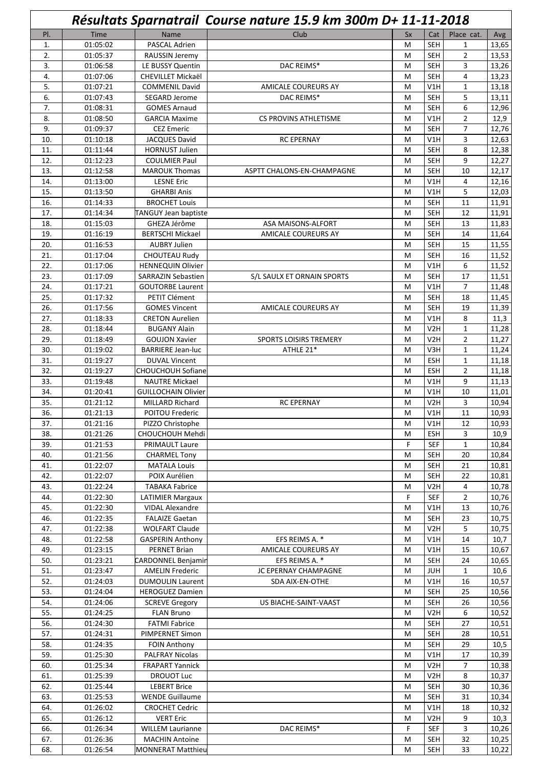# *Résultats Sparnatrail Course nature 15.9 km 300m D+ 11-11-2018*

| Pl. | Time | Name | Club | Sx | Cat | Place cat. | Avg |
|---|---|---|---|---|---|---|---|
| 1. | 01:05:02 | PASCAL Adrien | | M | SEH | 1 | 13,65 |
| 2. | 01:05:37 | RAUSSIN Jeremy | | M | SEH | 2 | 13,53 |
| 3. | 01:06:58 | LE BUSSY Quentin | DAC REIMS* | M | SEH | 3 | 13,26 |
| 4. | 01:07:06 | CHEVILLET Mickaël | | M | SEH | 4 | 13,23 |
| 5. | 01:07:21 | COMMENIL David | AMICALE COUREURS AY | M | V1H | 1 | 13,18 |
| 6. | 01:07:43 | SEGARD Jerome | DAC REIMS* | M | SEH | 5 | 13,11 |
| 7. | 01:08:31 | GOMES Arnaud | | M | SEH | 6 | 12,96 |
| 8. | 01:08:50 | GARCIA Maxime | CS PROVINS ATHLETISME | M | V1H | 2 | 12,9 |
| 9. | 01:09:37 | CEZ Emeric | | M | SEH | 7 | 12,76 |
| 10. | 01:10:18 | JACQUES David | RC EPERNAY | M | V1H | 3 | 12,63 |
| 11. | 01:11:44 | HORNUST Julien | | M | SEH | 8 | 12,38 |
| 12. | 01:12:23 | COULMIER Paul | | M | SEH | 9 | 12,27 |
| 13. | 01:12:58 | MAROUK Thomas | ASPTT CHALONS-EN-CHAMPAGNE | M | SEH | 10 | 12,17 |
| 14. | 01:13:00 | LESNE Eric | | M | V1H | 4 | 12,16 |
| 15. | 01:13:50 | GHARBI Anis | | M | V1H | 5 | 12,03 |
| 16. | 01:14:33 | BROCHET Louis | | M | SEH | 11 | 11,91 |
| 17. | 01:14:34 | TANGUY Jean baptiste | | M | SEH | 12 | 11,91 |
| 18. | 01:15:03 | GHEZA Jérôme | ASA MAISONS-ALFORT | M | SEH | 13 | 11,83 |
| 19. | 01:16:19 | BERTSCHI Mickael | AMICALE COUREURS AY | M | SEH | 14 | 11,64 |
| 20. | 01:16:53 | AUBRY Julien | | M | SEH | 15 | 11,55 |
| 21. | 01:17:04 | CHOUTEAU Rudy | | M | SEH | 16 | 11,52 |
| 22. | 01:17:06 | HENNEQUIN Olivier | | M | V1H | 6 | 11,52 |
| 23. | 01:17:09 | SARRAZIN Sebastien | S/L SAULX ET ORNAIN SPORTS | M | SEH | 17 | 11,51 |
| 24. | 01:17:21 | GOUTORBE Laurent | | M | V1H | 7 | 11,48 |
| 25. | 01:17:32 | PETIT Clément | | M | SEH | 18 | 11,45 |
| 26. | 01:17:56 | GOMES Vincent | AMICALE COUREURS AY | M | SEH | 19 | 11,39 |
| 27. | 01:18:33 | CRETON Aurelien | | M | V1H | 8 | 11,3 |
| 28. | 01:18:44 | BUGANY Alain | | M | V2H | 1 | 11,28 |
| 29. | 01:18:49 | GOUJON Xavier | SPORTS LOISIRS TREMERY | M | V2H | 2 | 11,27 |
| 30. | 01:19:02 | BARRIERE Jean-luc | ATHLE 21* | M | V3H | 1 | 11,24 |
| 31. | 01:19:27 | DUVAL Vincent | | M | ESH | 1 | 11,18 |
| 32. | 01:19:27 | CHOUCHOUH Sofiane | | M | ESH | 2 | 11,18 |
| 33. | 01:19:48 | NAUTRE Mickael | | M | V1H | 9 | 11,13 |
| 34. | 01:20:41 | GUILLOCHAIN Olivier | | M | V1H | 10 | 11,01 |
| 35. | 01:21:12 | MILLARD Richard | RC EPERNAY | M | V2H | 3 | 10,94 |
| 36. | 01:21:13 | POITOU Frederic | | M | V1H | 11 | 10,93 |
| 37. | 01:21:16 | PIZZO Christophe | | M | V1H | 12 | 10,93 |
| 38. | 01:21:26 | CHOUCHOUH Mehdi | | M | ESH | 3 | 10,9 |
| 39. | 01:21:53 | PRIMAULT Laure | | F | SEF | 1 | 10,84 |
| 40. | 01:21:56 | CHARMEL Tony | | M | SEH | 20 | 10,84 |
| 41. | 01:22:07 | MATALA Louis | | M | SEH | 21 | 10,81 |
| 42. | 01:22:07 | POIX Aurélien | | M | SEH | 22 | 10,81 |
| 43. | 01:22:24 | TABAKA Fabrice | | M | V2H | 4 | 10,78 |
| 44. | 01:22:30 | LATIMIER Margaux | | F | SEF | 2 | 10,76 |
| 45. | 01:22:30 | VIDAL Alexandre | | M | V1H | 13 | 10,76 |
| 46. | 01:22:35 | FALAIZE Gaetan | | M | SEH | 23 | 10,75 |
| 47. | 01:22:38 | WOLFART Claude | | M | V2H | 5 | 10,75 |
| 48. | 01:22:58 | GASPERIN Anthony | EFS REIMS A. * | M | V1H | 14 | 10,7 |
| 49. | 01:23:15 | PERNET Brian | AMICALE COUREURS AY | M | V1H | 15 | 10,67 |
| 50. | 01:23:21 | CARDONNEL Benjamin | EFS REIMS A. * | M | SEH | 24 | 10,65 |
| 51. | 01:23:47 | AMELIN Frederic | JC EPERNAY CHAMPAGNE | M | JUH | 1 | 10,6 |
| 52. | 01:24:03 | DUMOULIN Laurent | SDA AIX-EN-OTHE | M | V1H | 16 | 10,57 |
| 53. | 01:24:04 | HEROGUEZ Damien | | M | SEH | 25 | 10,56 |
| 54. | 01:24:06 | SCREVE Gregory | US BIACHE-SAINT-VAAST | M | SEH | 26 | 10,56 |
| 55. | 01:24:25 | FLAN Bruno | | M | V2H | 6 | 10,52 |
| 56. | 01:24:30 | FATMI Fabrice | | M | SEH | 27 | 10,51 |
| 57. | 01:24:31 | PIMPERNET Simon | | M | SEH | 28 | 10,51 |
| 58. | 01:24:35 | FOIN Anthony | | M | SEH | 29 | 10,5 |
| 59. | 01:25:30 | PALFRAY Nicolas | | M | V1H | 17 | 10,39 |
| 60. | 01:25:34 | FRAPART Yannick | | M | V2H | 7 | 10,38 |
| 61. | 01:25:39 | DROUOT Luc | | M | V2H | 8 | 10,37 |
| 62. | 01:25:44 | LEBERT Brice | | M | SEH | 30 | 10,36 |
| 63. | 01:25:53 | WENDE Guillaume | | M | SEH | 31 | 10,34 |
| 64. | 01:26:02 | CROCHET Cedric | | M | V1H | 18 | 10,32 |
| 65. | 01:26:12 | VERT Eric | | M | V2H | 9 | 10,3 |
| 66. | 01:26:34 | WILLEM Laurianne | DAC REIMS* | F | SEF | 3 | 10,26 |
| 67. | 01:26:36 | MACHIN Antoine | | M | SEH | 32 | 10,25 |
| 68. | 01:26:54 | MONNERAT Matthieu | | M | SEH | 33 | 10,22 |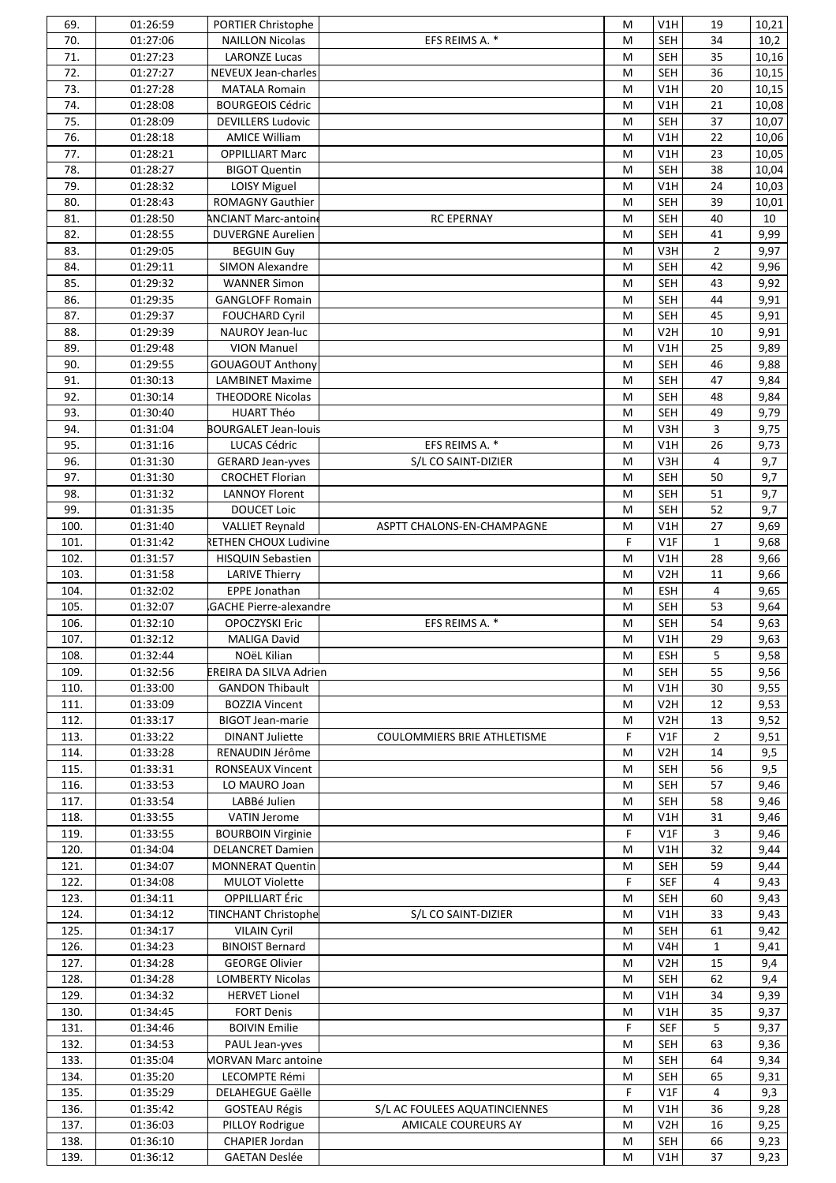| | | | | | | | |
|---|---|---|---|---|---|---|---|
| 69. | 01:26:59 | PORTIER Christophe | | M | V1H | 19 | 10,21 |
| 70. | 01:27:06 | NAILLON Nicolas | EFS REIMS A. * | M | SEH | 34 | 10,2 |
| 71. | 01:27:23 | LARONZE Lucas | | M | SEH | 35 | 10,16 |
| 72. | 01:27:27 | NEVEUX Jean-charles | | M | SEH | 36 | 10,15 |
| 73. | 01:27:28 | MATALA Romain | | M | V1H | 20 | 10,15 |
| 74. | 01:28:08 | BOURGEOIS Cédric | | M | V1H | 21 | 10,08 |
| 75. | 01:28:09 | DEVILLERS Ludovic | | M | SEH | 37 | 10,07 |
| 76. | 01:28:18 | AMICE William | | M | V1H | 22 | 10,06 |
| 77. | 01:28:21 | OPPILLIART Marc | | M | V1H | 23 | 10,05 |
| 78. | 01:28:27 | BIGOT Quentin | | M | SEH | 38 | 10,04 |
| 79. | 01:28:32 | LOISY Miguel | | M | V1H | 24 | 10,03 |
| 80. | 01:28:43 | ROMAGNY Gauthier | | M | SEH | 39 | 10,01 |
| 81. | 01:28:50 | ANCIANT Marc-antoine | RC EPERNAY | M | SEH | 40 | 10 |
| 82. | 01:28:55 | DUVERGNE Aurelien | | M | SEH | 41 | 9,99 |
| 83. | 01:29:05 | BEGUIN Guy | | M | V3H | 2 | 9,97 |
| 84. | 01:29:11 | SIMON Alexandre | | M | SEH | 42 | 9,96 |
| 85. | 01:29:32 | WANNER Simon | | M | SEH | 43 | 9,92 |
| 86. | 01:29:35 | GANGLOFF Romain | | M | SEH | 44 | 9,91 |
| 87. | 01:29:37 | FOUCHARD Cyril | | M | SEH | 45 | 9,91 |
| 88. | 01:29:39 | NAUROY Jean-luc | | M | V2H | 10 | 9,91 |
| 89. | 01:29:48 | VION Manuel | | M | V1H | 25 | 9,89 |
| 90. | 01:29:55 | GOUAGOUT Anthony | | M | SEH | 46 | 9,88 |
| 91. | 01:30:13 | LAMBINET Maxime | | M | SEH | 47 | 9,84 |
| 92. | 01:30:14 | THEODORE Nicolas | | M | SEH | 48 | 9,84 |
| 93. | 01:30:40 | HUART Théo | | M | SEH | 49 | 9,79 |
| 94. | 01:31:04 | BOURGALET Jean-louis | | M | V3H | 3 | 9,75 |
| 95. | 01:31:16 | LUCAS Cédric | EFS REIMS A. * | M | V1H | 26 | 9,73 |
| 96. | 01:31:30 | GERARD Jean-yves | S/L CO SAINT-DIZIER | M | V3H | 4 | 9,7 |
| 97. | 01:31:30 | CROCHET Florian | | M | SEH | 50 | 9,7 |
| 98. | 01:31:32 | LANNOY Florent | | M | SEH | 51 | 9,7 |
| 99. | 01:31:35 | DOUCET Loic | | M | SEH | 52 | 9,7 |
| 100. | 01:31:40 | VALLIET Reynald | ASPTT CHALONS-EN-CHAMPAGNE | M | V1H | 27 | 9,69 |
| 101. | 01:31:42 | RETHEN CHOUX Ludivine | | F | V1F | 1 | 9,68 |
| 102. | 01:31:57 | HISQUIN Sebastien | | M | V1H | 28 | 9,66 |
| 103. | 01:31:58 | LARIVE Thierry | | M | V2H | 11 | 9,66 |
| 104. | 01:32:02 | EPPE Jonathan | | M | ESH | 4 | 9,65 |
| 105. | 01:32:07 | GACHE Pierre-alexandre | | M | SEH | 53 | 9,64 |
| 106. | 01:32:10 | OPOCZYSKI Eric | EFS REIMS A. * | M | SEH | 54 | 9,63 |
| 107. | 01:32:12 | MALIGA David | | M | V1H | 29 | 9,63 |
| 108. | 01:32:44 | NOëL Kilian | | M | ESH | 5 | 9,58 |
| 109. | 01:32:56 | EREIRA DA SILVA Adrien | | M | SEH | 55 | 9,56 |
| 110. | 01:33:00 | GANDON Thibault | | M | V1H | 30 | 9,55 |
| 111. | 01:33:09 | BOZZIA Vincent | | M | V2H | 12 | 9,53 |
| 112. | 01:33:17 | BIGOT Jean-marie | | M | V2H | 13 | 9,52 |
| 113. | 01:33:22 | DINANT Juliette | COULOMMIERS BRIE ATHLETISME | F | V1F | 2 | 9,51 |
| 114. | 01:33:28 | RENAUDIN Jérôme | | M | V2H | 14 | 9,5 |
| 115. | 01:33:31 | RONSEAUX Vincent | | M | SEH | 56 | 9,5 |
| 116. | 01:33:53 | LO MAURO Joan | | M | SEH | 57 | 9,46 |
| 117. | 01:33:54 | LABBé Julien | | M | SEH | 58 | 9,46 |
| 118. | 01:33:55 | VATIN Jerome | | M | V1H | 31 | 9,46 |
| 119. | 01:33:55 | BOURBOIN Virginie | | F | V1F | 3 | 9,46 |
| 120. | 01:34:04 | DELANCRET Damien | | M | V1H | 32 | 9,44 |
| 121. | 01:34:07 | MONNERAT Quentin | | M | SEH | 59 | 9,44 |
| 122. | 01:34:08 | MULOT Violette | | F | SEF | 4 | 9,43 |
| 123. | 01:34:11 | OPPILLIART Éric | | M | SEH | 60 | 9,43 |
| 124. | 01:34:12 | TINCHANT Christophe | S/L CO SAINT-DIZIER | M | V1H | 33 | 9,43 |
| 125. | 01:34:17 | VILAIN Cyril | | M | SEH | 61 | 9,42 |
| 126. | 01:34:23 | BINOIST Bernard | | M | V4H | 1 | 9,41 |
| 127. | 01:34:28 | GEORGE Olivier | | M | V2H | 15 | 9,4 |
| 128. | 01:34:28 | LOMBERTY Nicolas | | M | SEH | 62 | 9,4 |
| 129. | 01:34:32 | HERVET Lionel | | M | V1H | 34 | 9,39 |
| 130. | 01:34:45 | FORT Denis | | M | V1H | 35 | 9,37 |
| 131. | 01:34:46 | BOIVIN Emilie | | F | SEF | 5 | 9,37 |
| 132. | 01:34:53 | PAUL Jean-yves | | M | SEH | 63 | 9,36 |
| 133. | 01:35:04 | MORVAN Marc antoine | | M | SEH | 64 | 9,34 |
| 134. | 01:35:20 | LECOMPTE Rémi | | M | SEH | 65 | 9,31 |
| 135. | 01:35:29 | DELAHEGUE Gaëlle | | F | V1F | 4 | 9,3 |
| 136. | 01:35:42 | GOSTEAU Régis | S/L AC FOULEES AQUATINCIENNES | M | V1H | 36 | 9,28 |
| 137. | 01:36:03 | PILLOY Rodrigue | AMICALE COUREURS AY | M | V2H | 16 | 9,25 |
| 138. | 01:36:10 | CHAPIER Jordan | | M | SEH | 66 | 9,23 |
| 139. | 01:36:12 | GAETAN Deslée | | M | V1H | 37 | 9,23 |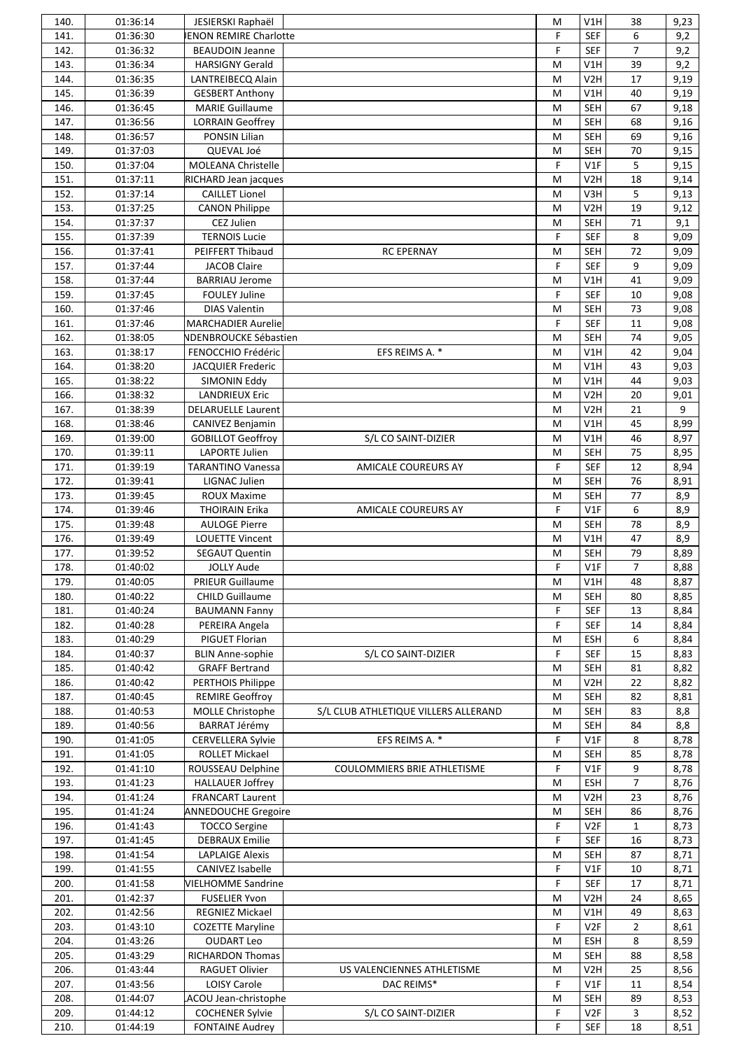| 140. | 01:36:14 | JESIERSKI Raphaël | | M | V1H | 38 | 9,23 |
|---|---|---|---|---|---|---|---|
| 141. | 01:36:30 | JENON REMIRE Charlotte | | F | SEF | 6 | 9,2 |
| 142. | 01:36:32 | BEAUDOIN Jeanne | | F | SEF | 7 | 9,2 |
| 143. | 01:36:34 | HARSIGNY Gerald | | M | V1H | 39 | 9,2 |
| 144. | 01:36:35 | LANTREIBECQ Alain | | M | V2H | 17 | 9,19 |
| 145. | 01:36:39 | GESBERT Anthony | | M | V1H | 40 | 9,19 |
| 146. | 01:36:45 | MARIE Guillaume | | M | SEH | 67 | 9,18 |
| 147. | 01:36:56 | LORRAIN Geoffrey | | M | SEH | 68 | 9,16 |
| 148. | 01:36:57 | PONSIN Lilian | | M | SEH | 69 | 9,16 |
| 149. | 01:37:03 | QUEVAL Joé | | M | SEH | 70 | 9,15 |
| 150. | 01:37:04 | MOLEANA Christelle | | F | V1F | 5 | 9,15 |
| 151. | 01:37:11 | RICHARD Jean jacques | | M | V2H | 18 | 9,14 |
| 152. | 01:37:14 | CAILLET Lionel | | M | V3H | 5 | 9,13 |
| 153. | 01:37:25 | CANON Philippe | | M | V2H | 19 | 9,12 |
| 154. | 01:37:37 | CEZ Julien | | M | SEH | 71 | 9,1 |
| 155. | 01:37:39 | TERNOIS Lucie | | F | SEF | 8 | 9,09 |
| 156. | 01:37:41 | PEIFFERT Thibaud | RC EPERNAY | M | SEH | 72 | 9,09 |
| 157. | 01:37:44 | JACOB Claire | | F | SEF | 9 | 9,09 |
| 158. | 01:37:44 | BARRIAU Jerome | | M | V1H | 41 | 9,09 |
| 159. | 01:37:45 | FOULEY Juline | | F | SEF | 10 | 9,08 |
| 160. | 01:37:46 | DIAS Valentin | | M | SEH | 73 | 9,08 |
| 161. | 01:37:46 | MARCHADIER Aurelie | | F | SEF | 11 | 9,08 |
| 162. | 01:38:05 | NDENBROUCKE Sébastien | | M | SEH | 74 | 9,05 |
| 163. | 01:38:17 | FENOCCHIO Frédéric | EFS REIMS A. * | M | V1H | 42 | 9,04 |
| 164. | 01:38:20 | JACQUIER Frederic | | M | V1H | 43 | 9,03 |
| 165. | 01:38:22 | SIMONIN Eddy | | M | V1H | 44 | 9,03 |
| 166. | 01:38:32 | LANDRIEUX Eric | | M | V2H | 20 | 9,01 |
| 167. | 01:38:39 | DELARUELLE Laurent | | M | V2H | 21 | 9 |
| 168. | 01:38:46 | CANIVEZ Benjamin | | M | V1H | 45 | 8,99 |
| 169. | 01:39:00 | GOBILLOT Geoffroy | S/L CO SAINT-DIZIER | M | V1H | 46 | 8,97 |
| 170. | 01:39:11 | LAPORTE Julien | | M | SEH | 75 | 8,95 |
| 171. | 01:39:19 | TARANTINO Vanessa | AMICALE COUREURS AY | F | SEF | 12 | 8,94 |
| 172. | 01:39:41 | LIGNAC Julien | | M | SEH | 76 | 8,91 |
| 173. | 01:39:45 | ROUX Maxime | | M | SEH | 77 | 8,9 |
| 174. | 01:39:46 | THOIRAIN Erika | AMICALE COUREURS AY | F | V1F | 6 | 8,9 |
| 175. | 01:39:48 | AULOGE Pierre | | M | SEH | 78 | 8,9 |
| 176. | 01:39:49 | LOUETTE Vincent | | M | V1H | 47 | 8,9 |
| 177. | 01:39:52 | SEGAUT Quentin | | M | SEH | 79 | 8,89 |
| 178. | 01:40:02 | JOLLY Aude | | F | V1F | 7 | 8,88 |
| 179. | 01:40:05 | PRIEUR Guillaume | | M | V1H | 48 | 8,87 |
| 180. | 01:40:22 | CHILD Guillaume | | M | SEH | 80 | 8,85 |
| 181. | 01:40:24 | BAUMANN Fanny | | F | SEF | 13 | 8,84 |
| 182. | 01:40:28 | PEREIRA Angela | | F | SEF | 14 | 8,84 |
| 183. | 01:40:29 | PIGUET Florian | | M | ESH | 6 | 8,84 |
| 184. | 01:40:37 | BLIN Anne-sophie | S/L CO SAINT-DIZIER | F | SEF | 15 | 8,83 |
| 185. | 01:40:42 | GRAFF Bertrand | | M | SEH | 81 | 8,82 |
| 186. | 01:40:42 | PERTHOIS Philippe | | M | V2H | 22 | 8,82 |
| 187. | 01:40:45 | REMIRE Geoffroy | | M | SEH | 82 | 8,81 |
| 188. | 01:40:53 | MOLLE Christophe | S/L CLUB ATHLETIQUE VILLERS ALLERAND | M | SEH | 83 | 8,8 |
| 189. | 01:40:56 | BARRAT Jérémy | | M | SEH | 84 | 8,8 |
| 190. | 01:41:05 | CERVELLERA Sylvie | EFS REIMS A. * | F | V1F | 8 | 8,78 |
| 191. | 01:41:05 | ROLLET Mickael | | M | SEH | 85 | 8,78 |
| 192. | 01:41:10 | ROUSSEAU Delphine | COULOMMIERS BRIE ATHLETISME | F | V1F | 9 | 8,78 |
| 193. | 01:41:23 | HALLAUER Joffrey | | M | ESH | 7 | 8,76 |
| 194. | 01:41:24 | FRANCART Laurent | | M | V2H | 23 | 8,76 |
| 195. | 01:41:24 | ANNEDOUCHE Gregoire | | M | SEH | 86 | 8,76 |
| 196. | 01:41:43 | TOCCO Sergine | | F | V2F | 1 | 8,73 |
| 197. | 01:41:45 | DEBRAUX Emilie | | F | SEF | 16 | 8,73 |
| 198. | 01:41:54 | LAPLAIGE Alexis | | M | SEH | 87 | 8,71 |
| 199. | 01:41:55 | CANIVEZ Isabelle | | F | V1F | 10 | 8,71 |
| 200. | 01:41:58 | VIELHOMME Sandrine | | F | SEF | 17 | 8,71 |
| 201. | 01:42:37 | FUSELIER Yvon | | M | V2H | 24 | 8,65 |
| 202. | 01:42:56 | REGNIEZ Mickael | | M | V1H | 49 | 8,63 |
| 203. | 01:43:10 | COZETTE Maryline | | F | V2F | 2 | 8,61 |
| 204. | 01:43:26 | OUDART Leo | | M | ESH | 8 | 8,59 |
| 205. | 01:43:29 | RICHARDON Thomas | | M | SEH | 88 | 8,58 |
| 206. | 01:43:44 | RAGUET Olivier | US VALENCIENNES ATHLETISME | M | V2H | 25 | 8,56 |
| 207. | 01:43:56 | LOISY Carole | DAC REIMS* | F | V1F | 11 | 8,54 |
| 208. | 01:44:07 | LACOU Jean-christophe | | M | SEH | 89 | 8,53 |
| 209. | 01:44:12 | COCHENER Sylvie | S/L CO SAINT-DIZIER | F | V2F | 3 | 8,52 |
| 210. | 01:44:19 | FONTAINE Audrey | | F | SEF | 18 | 8,51 |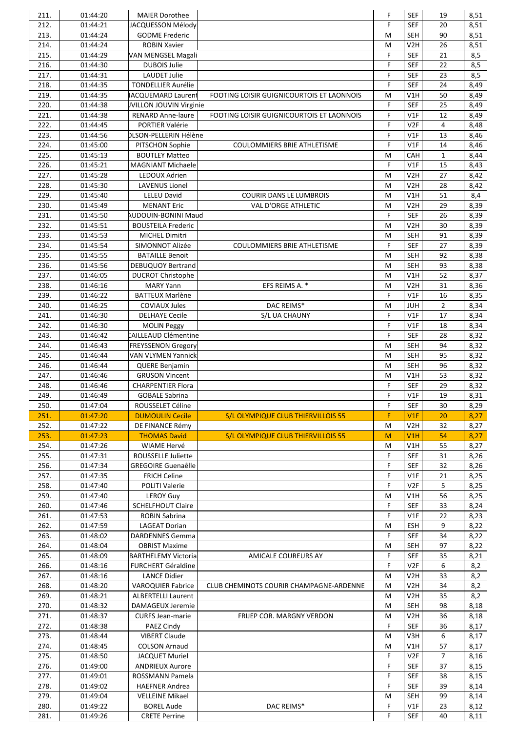| | | | | | | | |
|---|---|---|---|---|---|---|---|
| 211. | 01:44:20 | MAIER Dorothee | | F | SEF | 19 | 8,51 |
| 212. | 01:44:21 | JACQUESSON Mélody | | F | SEF | 20 | 8,51 |
| 213. | 01:44:24 | GODME Frederic | | M | SEH | 90 | 8,51 |
| 214. | 01:44:24 | ROBIN Xavier | | M | V2H | 26 | 8,51 |
| 215. | 01:44:29 | VAN MENGSEL Magali | | F | SEF | 21 | 8,5 |
| 216. | 01:44:30 | DUBOIS Julie | | F | SEF | 22 | 8,5 |
| 217. | 01:44:31 | LAUDET Julie | | F | SEF | 23 | 8,5 |
| 218. | 01:44:35 | TONDELLIER Aurélie | | F | SEF | 24 | 8,49 |
| 219. | 01:44:35 | JACQUEMARD Laurent | FOOTING LOISIR GUIGNICOURTOIS ET LAONNOIS | M | V1H | 50 | 8,49 |
| 220. | 01:44:38 | JVILLON JOUVIN Virginie | | F | SEF | 25 | 8,49 |
| 221. | 01:44:38 | RENARD Anne-laure | FOOTING LOISIR GUIGNICOURTOIS ET LAONNOIS | F | V1F | 12 | 8,49 |
| 222. | 01:44:45 | PORTIER Valérie | | F | V2F | 4 | 8,48 |
| 223. | 01:44:56 | DLSON-PELLERIN Hélène | | F | V1F | 13 | 8,46 |
| 224. | 01:45:00 | PITSCHON Sophie | COULOMMIERS BRIE ATHLETISME | F | V1F | 14 | 8,46 |
| 225. | 01:45:13 | BOUTLEY Matteo | | M | CAH | 1 | 8,44 |
| 226. | 01:45:21 | MAGNIANT Michaele | | F | V1F | 15 | 8,43 |
| 227. | 01:45:28 | LEDOUX Adrien | | M | V2H | 27 | 8,42 |
| 228. | 01:45:30 | LAVENUS Lionel | | M | V2H | 28 | 8,42 |
| 229. | 01:45:40 | LELEU David | COURIR DANS LE LUMBROIS | M | V1H | 51 | 8,4 |
| 230. | 01:45:49 | MENANT Eric | VAL D'ORGE ATHLETIC | M | V2H | 29 | 8,39 |
| 231. | 01:45:50 | AUDOUIN-BONINI Maud | | F | SEF | 26 | 8,39 |
| 232. | 01:45:51 | BOUSTEILA Frederic | | M | V2H | 30 | 8,39 |
| 233. | 01:45:53 | MICHEL Dimitri | | M | SEH | 91 | 8,39 |
| 234. | 01:45:54 | SIMONNOT Alizée | COULOMMIERS BRIE ATHLETISME | F | SEF | 27 | 8,39 |
| 235. | 01:45:55 | BATAILLE Benoit | | M | SEH | 92 | 8,38 |
| 236. | 01:45:56 | DEBUQUOY Bertrand | | M | SEH | 93 | 8,38 |
| 237. | 01:46:05 | DUCROT Christophe | | M | V1H | 52 | 8,37 |
| 238. | 01:46:16 | MARY Yann | EFS REIMS A. * | M | V2H | 31 | 8,36 |
| 239. | 01:46:22 | BATTEUX Marlène | | F | V1F | 16 | 8,35 |
| 240. | 01:46:25 | COVIAUX Jules | DAC REIMS* | M | JUH | 2 | 8,34 |
| 241. | 01:46:30 | DELHAYE Cecile | S/L UA CHAUNY | F | V1F | 17 | 8,34 |
| 242. | 01:46:30 | MOLIN Peggy | | F | V1F | 18 | 8,34 |
| 243. | 01:46:42 | CAILLEAUD Clémentine | | F | SEF | 28 | 8,32 |
| 244. | 01:46:43 | FREYSSENON Gregory | | M | SEH | 94 | 8,32 |
| 245. | 01:46:44 | VAN VLYMEN Yannick | | M | SEH | 95 | 8,32 |
| 246. | 01:46:44 | QUERE Benjamin | | M | SEH | 96 | 8,32 |
| 247. | 01:46:46 | GRUSON Vincent | | M | V1H | 53 | 8,32 |
| 248. | 01:46:46 | CHARPENTIER Flora | | F | SEF | 29 | 8,32 |
| 249. | 01:46:49 | GOBALE Sabrina | | F | V1F | 19 | 8,31 |
| 250. | 01:47:04 | ROUSSELET Céline | | F | SEF | 30 | 8,29 |
| 251. | 01:47:20 | DUMOULIN Cecile | S/L OLYMPIQUE CLUB THIERVILLOIS 55 | F | V1F | 20 | 8,27 |
| 252. | 01:47:22 | DE FINANCE Rémy | | M | V2H | 32 | 8,27 |
| 253. | 01:47:23 | THOMAS David | S/L OLYMPIQUE CLUB THIERVILLOIS 55 | M | V1H | 54 | 8,27 |
| 254. | 01:47:26 | WIAME Hervé | | M | V1H | 55 | 8,27 |
| 255. | 01:47:31 | ROUSSELLE Juliette | | F | SEF | 31 | 8,26 |
| 256. | 01:47:34 | GREGOIRE Guenaêlle | | F | SEF | 32 | 8,26 |
| 257. | 01:47:35 | FRICH Celine | | F | V1F | 21 | 8,25 |
| 258. | 01:47:40 | POLITI Valerie | | F | V2F | 5 | 8,25 |
| 259. | 01:47:40 | LEROY Guy | | M | V1H | 56 | 8,25 |
| 260. | 01:47:46 | SCHELFHOUT Claire | | F | SEF | 33 | 8,24 |
| 261. | 01:47:53 | ROBIN Sabrina | | F | V1F | 22 | 8,23 |
| 262. | 01:47:59 | LAGEAT Dorian | | M | ESH | 9 | 8,22 |
| 263. | 01:48:02 | DARDENNES Gemma | | F | SEF | 34 | 8,22 |
| 264. | 01:48:04 | OBRIST Maxime | | M | SEH | 97 | 8,22 |
| 265. | 01:48:09 | BARTHELEMY Victoria | AMICALE COUREURS AY | F | SEF | 35 | 8,21 |
| 266. | 01:48:16 | FURCHERT Géraldine | | F | V2F | 6 | 8,2 |
| 267. | 01:48:16 | LANCE Didier | | M | V2H | 33 | 8,2 |
| 268. | 01:48:20 | VAROQUIER Fabrice | CLUB CHEMINOTS COURIR CHAMPAGNE-ARDENNE | M | V2H | 34 | 8,2 |
| 269. | 01:48:21 | ALBERTELLI Laurent | | M | V2H | 35 | 8,2 |
| 270. | 01:48:32 | DAMAGEUX Jeremie | | M | SEH | 98 | 8,18 |
| 271. | 01:48:37 | CURFS Jean-marie | FRIJEP COR. MARGNY VERDON | M | V2H | 36 | 8,18 |
| 272. | 01:48:38 | PAEZ Cindy | | F | SEF | 36 | 8,17 |
| 273. | 01:48:44 | VIBERT Claude | | M | V3H | 6 | 8,17 |
| 274. | 01:48:45 | COLSON Arnaud | | M | V1H | 57 | 8,17 |
| 275. | 01:48:50 | JACQUET Muriel | | F | V2F | 7 | 8,16 |
| 276. | 01:49:00 | ANDRIEUX Aurore | | F | SEF | 37 | 8,15 |
| 277. | 01:49:01 | ROSSMANN Pamela | | F | SEF | 38 | 8,15 |
| 278. | 01:49:02 | HAEFNER Andrea | | F | SEF | 39 | 8,14 |
| 279. | 01:49:04 | VELLEINE Mikael | | M | SEH | 99 | 8,14 |
| 280. | 01:49:22 | BOREL Aude | DAC REIMS* | F | V1F | 23 | 8,12 |
| 281. | 01:49:26 | CRETE Perrine | | F | SEF | 40 | 8,11 |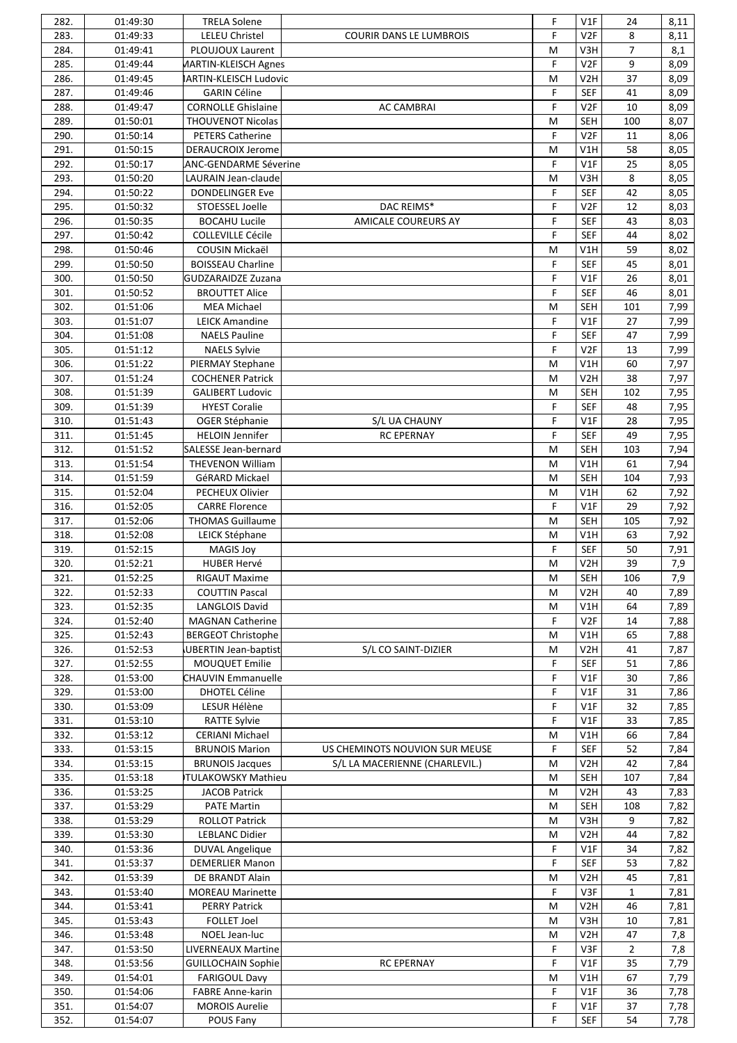| 282. | 01:49:30 | TRELA Solene | | F | V1F | 24 | 8,11 |
|---|---|---|---|---|---|---|---|
| 283. | 01:49:33 | LELEU Christel | COURIR DANS LE LUMBROIS | F | V2F | 8 | 8,11 |
| 284. | 01:49:41 | PLOUJOUX Laurent | | M | V3H | 7 | 8,1 |
| 285. | 01:49:44 | MARTIN-KLEISCH Agnes | | F | V2F | 9 | 8,09 |
| 286. | 01:49:45 | MARTIN-KLEISCH Ludovic | | M | V2H | 37 | 8,09 |
| 287. | 01:49:46 | GARIN Céline | | F | SEF | 41 | 8,09 |
| 288. | 01:49:47 | CORNOLLE Ghislaine | AC CAMBRAI | F | V2F | 10 | 8,09 |
| 289. | 01:50:01 | THOUVENOT Nicolas | | M | SEH | 100 | 8,07 |
| 290. | 01:50:14 | PETERS Catherine | | F | V2F | 11 | 8,06 |
| 291. | 01:50:15 | DERAUCROIX Jerome | | M | V1H | 58 | 8,05 |
| 292. | 01:50:17 | LANC-GENDARME Séverine | | F | V1F | 25 | 8,05 |
| 293. | 01:50:20 | LAURAIN Jean-claude | | M | V3H | 8 | 8,05 |
| 294. | 01:50:22 | DONDELINGER Eve | | F | SEF | 42 | 8,05 |
| 295. | 01:50:32 | STOESSEL Joelle | DAC REIMS* | F | V2F | 12 | 8,03 |
| 296. | 01:50:35 | BOCAHU Lucile | AMICALE COUREURS AY | F | SEF | 43 | 8,03 |
| 297. | 01:50:42 | COLLEVILLE Cécile | | F | SEF | 44 | 8,02 |
| 298. | 01:50:46 | COUSIN Mickaël | | M | V1H | 59 | 8,02 |
| 299. | 01:50:50 | BOISSEAU Charline | | F | SEF | 45 | 8,01 |
| 300. | 01:50:50 | GUDZARAIDZE Zuzana | | F | V1F | 26 | 8,01 |
| 301. | 01:50:52 | BROUTTET Alice | | F | SEF | 46 | 8,01 |
| 302. | 01:51:06 | MEA Michael | | M | SEH | 101 | 7,99 |
| 303. | 01:51:07 | LEICK Amandine | | F | V1F | 27 | 7,99 |
| 304. | 01:51:08 | NAELS Pauline | | F | SEF | 47 | 7,99 |
| 305. | 01:51:12 | NAELS Sylvie | | F | V2F | 13 | 7,99 |
| 306. | 01:51:22 | PIERMAY Stephane | | M | V1H | 60 | 7,97 |
| 307. | 01:51:24 | COCHENER Patrick | | M | V2H | 38 | 7,97 |
| 308. | 01:51:39 | GALIBERT Ludovic | | M | SEH | 102 | 7,95 |
| 309. | 01:51:39 | HYEST Coralie | | F | SEF | 48 | 7,95 |
| 310. | 01:51:43 | OGER Stéphanie | S/L UA CHAUNY | F | V1F | 28 | 7,95 |
| 311. | 01:51:45 | HELOIN Jennifer | RC EPERNAY | F | SEF | 49 | 7,95 |
| 312. | 01:51:52 | SALESSE Jean-bernard | | M | SEH | 103 | 7,94 |
| 313. | 01:51:54 | THEVENON William | | M | V1H | 61 | 7,94 |
| 314. | 01:51:59 | GéRARD Mickael | | M | SEH | 104 | 7,93 |
| 315. | 01:52:04 | PECHEUX Olivier | | M | V1H | 62 | 7,92 |
| 316. | 01:52:05 | CARRE Florence | | F | V1F | 29 | 7,92 |
| 317. | 01:52:06 | THOMAS Guillaume | | M | SEH | 105 | 7,92 |
| 318. | 01:52:08 | LEICK Stéphane | | M | V1H | 63 | 7,92 |
| 319. | 01:52:15 | MAGIS Joy | | F | SEF | 50 | 7,91 |
| 320. | 01:52:21 | HUBER Hervé | | M | V2H | 39 | 7,9 |
| 321. | 01:52:25 | RIGAUT Maxime | | M | SEH | 106 | 7,9 |
| 322. | 01:52:33 | COUTTIN Pascal | | M | V2H | 40 | 7,89 |
| 323. | 01:52:35 | LANGLOIS David | | M | V1H | 64 | 7,89 |
| 324. | 01:52:40 | MAGNAN Catherine | | F | V2F | 14 | 7,88 |
| 325. | 01:52:43 | BERGEOT Christophe | | M | V1H | 65 | 7,88 |
| 326. | 01:52:53 | AUBERTIN Jean-baptist | S/L CO SAINT-DIZIER | M | V2H | 41 | 7,87 |
| 327. | 01:52:55 | MOUQUET Emilie | | F | SEF | 51 | 7,86 |
| 328. | 01:53:00 | CHAUVIN Emmanuelle | | F | V1F | 30 | 7,86 |
| 329. | 01:53:00 | DHOTEL Céline | | F | V1F | 31 | 7,86 |
| 330. | 01:53:09 | LESUR Hélène | | F | V1F | 32 | 7,85 |
| 331. | 01:53:10 | RATTE Sylvie | | F | V1F | 33 | 7,85 |
| 332. | 01:53:12 | CERIANI Michael | | M | V1H | 66 | 7,84 |
| 333. | 01:53:15 | BRUNOIS Marion | US CHEMINOTS NOUVION SUR MEUSE | F | SEF | 52 | 7,84 |
| 334. | 01:53:15 | BRUNOIS Jacques | S/L LA MACERIENNE (CHARLEVIL.) | M | V2H | 42 | 7,84 |
| 335. | 01:53:18 | TULAKOWSKY Mathieu | | M | SEH | 107 | 7,84 |
| 336. | 01:53:25 | JACOB Patrick | | M | V2H | 43 | 7,83 |
| 337. | 01:53:29 | PATE Martin | | M | SEH | 108 | 7,82 |
| 338. | 01:53:29 | ROLLOT Patrick | | M | V3H | 9 | 7,82 |
| 339. | 01:53:30 | LEBLANC Didier | | M | V2H | 44 | 7,82 |
| 340. | 01:53:36 | DUVAL Angelique | | F | V1F | 34 | 7,82 |
| 341. | 01:53:37 | DEMERLIER Manon | | F | SEF | 53 | 7,82 |
| 342. | 01:53:39 | DE BRANDT Alain | | M | V2H | 45 | 7,81 |
| 343. | 01:53:40 | MOREAU Marinette | | F | V3F | 1 | 7,81 |
| 344. | 01:53:41 | PERRY Patrick | | M | V2H | 46 | 7,81 |
| 345. | 01:53:43 | FOLLET Joel | | M | V3H | 10 | 7,81 |
| 346. | 01:53:48 | NOEL Jean-luc | | M | V2H | 47 | 7,8 |
| 347. | 01:53:50 | LIVERNEAUX Martine | | F | V3F | 2 | 7,8 |
| 348. | 01:53:56 | GUILLOCHAIN Sophie | RC EPERNAY | F | V1F | 35 | 7,79 |
| 349. | 01:54:01 | FARIGOUL Davy | | M | V1H | 67 | 7,79 |
| 350. | 01:54:06 | FABRE Anne-karin | | F | V1F | 36 | 7,78 |
| 351. | 01:54:07 | MOROIS Aurelie | | F | V1F | 37 | 7,78 |
| 352. | 01:54:07 | POUS Fany | | F | SEF | 54 | 7,78 |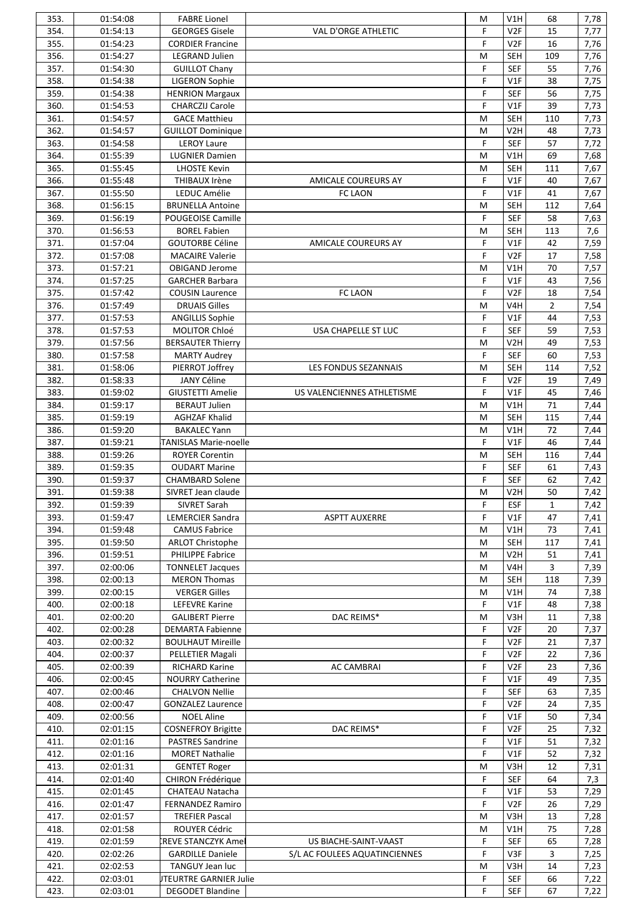| | | | | | | | |
|---|---|---|---|---|---|---|---|
| 353. | 01:54:08 | FABRE Lionel | | M | V1H | 68 | 7,78 |
| 354. | 01:54:13 | GEORGES Gisele | VAL D'ORGE ATHLETIC | F | V2F | 15 | 7,77 |
| 355. | 01:54:23 | CORDIER Francine | | F | V2F | 16 | 7,76 |
| 356. | 01:54:27 | LEGRAND Julien | | M | SEH | 109 | 7,76 |
| 357. | 01:54:30 | GUILLOT Chany | | F | SEF | 55 | 7,76 |
| 358. | 01:54:38 | LIGERON Sophie | | F | V1F | 38 | 7,75 |
| 359. | 01:54:38 | HENRION Margaux | | F | SEF | 56 | 7,75 |
| 360. | 01:54:53 | CHARCZIJ Carole | | F | V1F | 39 | 7,73 |
| 361. | 01:54:57 | GACE Matthieu | | M | SEH | 110 | 7,73 |
| 362. | 01:54:57 | GUILLOT Dominique | | M | V2H | 48 | 7,73 |
| 363. | 01:54:58 | LEROY Laure | | F | SEF | 57 | 7,72 |
| 364. | 01:55:39 | LUGNIER Damien | | M | V1H | 69 | 7,68 |
| 365. | 01:55:45 | LHOSTE Kevin | | M | SEH | 111 | 7,67 |
| 366. | 01:55:48 | THIBAUX Irène | AMICALE COUREURS AY | F | V1F | 40 | 7,67 |
| 367. | 01:55:50 | LEDUC Amélie | FC LAON | F | V1F | 41 | 7,67 |
| 368. | 01:56:15 | BRUNELLA Antoine | | M | SEH | 112 | 7,64 |
| 369. | 01:56:19 | POUGEOISE Camille | | F | SEF | 58 | 7,63 |
| 370. | 01:56:53 | BOREL Fabien | | M | SEH | 113 | 7,6 |
| 371. | 01:57:04 | GOUTORBE Céline | AMICALE COUREURS AY | F | V1F | 42 | 7,59 |
| 372. | 01:57:08 | MACAIRE Valerie | | F | V2F | 17 | 7,58 |
| 373. | 01:57:21 | OBIGAND Jerome | | M | V1H | 70 | 7,57 |
| 374. | 01:57:25 | GARCHER Barbara | | F | V1F | 43 | 7,56 |
| 375. | 01:57:42 | COUSIN Laurence | FC LAON | F | V2F | 18 | 7,54 |
| 376. | 01:57:49 | DRUAIS Gilles | | M | V4H | 2 | 7,54 |
| 377. | 01:57:53 | ANGILLIS Sophie | | F | V1F | 44 | 7,53 |
| 378. | 01:57:53 | MOLITOR Chloé | USA CHAPELLE ST LUC | F | SEF | 59 | 7,53 |
| 379. | 01:57:56 | BERSAUTER Thierry | | M | V2H | 49 | 7,53 |
| 380. | 01:57:58 | MARTY Audrey | | F | SEF | 60 | 7,53 |
| 381. | 01:58:06 | PIERROT Joffrey | LES FONDUS SEZANNAIS | M | SEH | 114 | 7,52 |
| 382. | 01:58:33 | JANY Céline | | F | V2F | 19 | 7,49 |
| 383. | 01:59:02 | GIUSTETTI Amelie | US VALENCIENNES ATHLETISME | F | V1F | 45 | 7,46 |
| 384. | 01:59:17 | BERAUT Julien | | M | V1H | 71 | 7,44 |
| 385. | 01:59:19 | AGHZAF Khalid | | M | SEH | 115 | 7,44 |
| 386. | 01:59:20 | BAKALEC Yann | | M | V1H | 72 | 7,44 |
| 387. | 01:59:21 | TANISLAS Marie-noelle | | F | V1F | 46 | 7,44 |
| 388. | 01:59:26 | ROYER Corentin | | M | SEH | 116 | 7,44 |
| 389. | 01:59:35 | OUDART Marine | | F | SEF | 61 | 7,43 |
| 390. | 01:59:37 | CHAMBARD Solene | | F | SEF | 62 | 7,42 |
| 391. | 01:59:38 | SIVRET Jean claude | | M | V2H | 50 | 7,42 |
| 392. | 01:59:39 | SIVRET Sarah | | F | ESF | 1 | 7,42 |
| 393. | 01:59:47 | LEMERCIER Sandra | ASPTT AUXERRE | F | V1F | 47 | 7,41 |
| 394. | 01:59:48 | CAMUS Fabrice | | M | V1H | 73 | 7,41 |
| 395. | 01:59:50 | ARLOT Christophe | | M | SEH | 117 | 7,41 |
| 396. | 01:59:51 | PHILIPPE Fabrice | | M | V2H | 51 | 7,41 |
| 397. | 02:00:06 | TONNELET Jacques | | M | V4H | 3 | 7,39 |
| 398. | 02:00:13 | MERON Thomas | | M | SEH | 118 | 7,39 |
| 399. | 02:00:15 | VERGER Gilles | | M | V1H | 74 | 7,38 |
| 400. | 02:00:18 | LEFEVRE Karine | | F | V1F | 48 | 7,38 |
| 401. | 02:00:20 | GALIBERT Pierre | DAC REIMS* | M | V3H | 11 | 7,38 |
| 402. | 02:00:28 | DEMARTA Fabienne | | F | V2F | 20 | 7,37 |
| 403. | 02:00:32 | BOULHAUT Mireille | | F | V2F | 21 | 7,37 |
| 404. | 02:00:37 | PELLETIER Magali | | F | V2F | 22 | 7,36 |
| 405. | 02:00:39 | RICHARD Karine | AC CAMBRAI | F | V2F | 23 | 7,36 |
| 406. | 02:00:45 | NOURRY Catherine | | F | V1F | 49 | 7,35 |
| 407. | 02:00:46 | CHALVON Nellie | | F | SEF | 63 | 7,35 |
| 408. | 02:00:47 | GONZALEZ Laurence | | F | V2F | 24 | 7,35 |
| 409. | 02:00:56 | NOEL Aline | | F | V1F | 50 | 7,34 |
| 410. | 02:01:15 | COSNEFROY Brigitte | DAC REIMS* | F | V2F | 25 | 7,32 |
| 411. | 02:01:16 | PASTRES Sandrine | | F | V1F | 51 | 7,32 |
| 412. | 02:01:16 | MORET Nathalie | | F | V1F | 52 | 7,32 |
| 413. | 02:01:31 | GENTET Roger | | M | V3H | 12 | 7,31 |
| 414. | 02:01:40 | CHIRON Frédérique | | F | SEF | 64 | 7,3 |
| 415. | 02:01:45 | CHATEAU Natacha | | F | V1F | 53 | 7,29 |
| 416. | 02:01:47 | FERNANDEZ Ramiro | | F | V2F | 26 | 7,29 |
| 417. | 02:01:57 | TREFIER Pascal | | M | V3H | 13 | 7,28 |
| 418. | 02:01:58 | ROUYER Cédric | | M | V1H | 75 | 7,28 |
| 419. | 02:01:59 | REVE STANCZYK Amel | US BIACHE-SAINT-VAAST | F | SEF | 65 | 7,28 |
| 420. | 02:02:26 | GARDILLE Daniele | S/L AC FOULEES AQUATINCIENNES | F | V3F | 3 | 7,25 |
| 421. | 02:02:53 | TANGUY Jean luc | | M | V3H | 14 | 7,23 |
| 422. | 02:03:01 | JTEURTRE GARNIER Julie | | F | SEF | 66 | 7,22 |
| 423. | 02:03:01 | DEGODET Blandine | | F | SEF | 67 | 7,22 |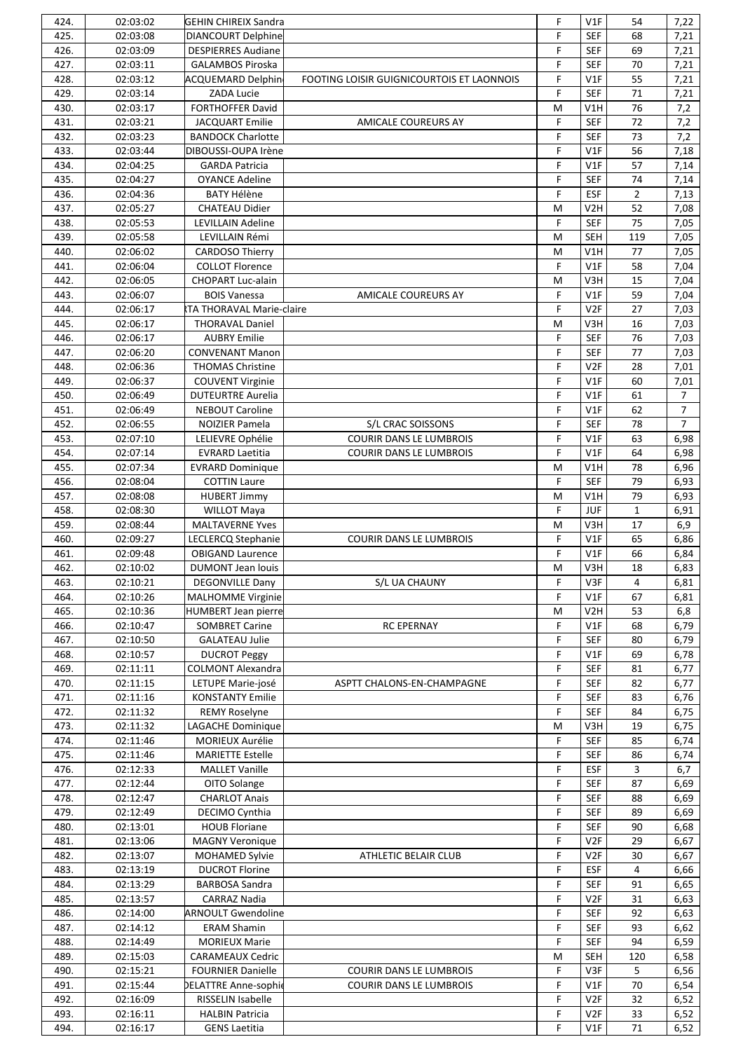| 424. | 02:03:02 | GEHIN CHIREIX Sandra | | F | V1F | 54 | 7,22 |
|---|---|---|---|---|---|---|---|
| 425. | 02:03:08 | DIANCOURT Delphine | | F | SEF | 68 | 7,21 |
| 426. | 02:03:09 | DESPIERRES Audiane | | F | SEF | 69 | 7,21 |
| 427. | 02:03:11 | GALAMBOS Piroska | | F | SEF | 70 | 7,21 |
| 428. | 02:03:12 | ACQUEMARD Delphin | FOOTING LOISIR GUIGNICOURTOIS ET LAONNOIS | F | V1F | 55 | 7,21 |
| 429. | 02:03:14 | ZADA Lucie | | F | SEF | 71 | 7,21 |
| 430. | 02:03:17 | FORTHOFFER David | | M | V1H | 76 | 7,2 |
| 431. | 02:03:21 | JACQUART Emilie | AMICALE COUREURS AY | F | SEF | 72 | 7,2 |
| 432. | 02:03:23 | BANDOCK Charlotte | | F | SEF | 73 | 7,2 |
| 433. | 02:03:44 | DIBOUSSI-OUPA Irène | | F | V1F | 56 | 7,18 |
| 434. | 02:04:25 | GARDA Patricia | | F | V1F | 57 | 7,14 |
| 435. | 02:04:27 | OYANCE Adeline | | F | SEF | 74 | 7,14 |
| 436. | 02:04:36 | BATY Hélène | | F | ESF | 2 | 7,13 |
| 437. | 02:05:27 | CHATEAU Didier | | M | V2H | 52 | 7,08 |
| 438. | 02:05:53 | LEVILLAIN Adeline | | F | SEF | 75 | 7,05 |
| 439. | 02:05:58 | LEVILLAIN Rémi | | M | SEH | 119 | 7,05 |
| 440. | 02:06:02 | CARDOSO Thierry | | M | V1H | 77 | 7,05 |
| 441. | 02:06:04 | COLLOT Florence | | F | V1F | 58 | 7,04 |
| 442. | 02:06:05 | CHOPART Luc-alain | | M | V3H | 15 | 7,04 |
| 443. | 02:06:07 | BOIS Vanessa | AMICALE COUREURS AY | F | V1F | 59 | 7,04 |
| 444. | 02:06:17 | RTA THORAVAL Marie-claire | | F | V2F | 27 | 7,03 |
| 445. | 02:06:17 | THORAVAL Daniel | | M | V3H | 16 | 7,03 |
| 446. | 02:06:17 | AUBRY Emilie | | F | SEF | 76 | 7,03 |
| 447. | 02:06:20 | CONVENANT Manon | | F | SEF | 77 | 7,03 |
| 448. | 02:06:36 | THOMAS Christine | | F | V2F | 28 | 7,01 |
| 449. | 02:06:37 | COUVENT Virginie | | F | V1F | 60 | 7,01 |
| 450. | 02:06:49 | DUTEURTRE Aurelia | | F | V1F | 61 | 7 |
| 451. | 02:06:49 | NEBOUT Caroline | | F | V1F | 62 | 7 |
| 452. | 02:06:55 | NOIZIER Pamela | S/L CRAC SOISSONS | F | SEF | 78 | 7 |
| 453. | 02:07:10 | LELIEVRE Ophélie | COURIR DANS LE LUMBROIS | F | V1F | 63 | 6,98 |
| 454. | 02:07:14 | EVRARD Laetitia | COURIR DANS LE LUMBROIS | F | V1F | 64 | 6,98 |
| 455. | 02:07:34 | EVRARD Dominique | | M | V1H | 78 | 6,96 |
| 456. | 02:08:04 | COTTIN Laure | | F | SEF | 79 | 6,93 |
| 457. | 02:08:08 | HUBERT Jimmy | | M | V1H | 79 | 6,93 |
| 458. | 02:08:30 | WILLOT Maya | | F | JUF | 1 | 6,91 |
| 459. | 02:08:44 | MALTAVERNE Yves | | M | V3H | 17 | 6,9 |
| 460. | 02:09:27 | LECLERCQ Stephanie | COURIR DANS LE LUMBROIS | F | V1F | 65 | 6,86 |
| 461. | 02:09:48 | OBIGAND Laurence | | F | V1F | 66 | 6,84 |
| 462. | 02:10:02 | DUMONT Jean louis | | M | V3H | 18 | 6,83 |
| 463. | 02:10:21 | DEGONVILLE Dany | S/L UA CHAUNY | F | V3F | 4 | 6,81 |
| 464. | 02:10:26 | MALHOMME Virginie | | F | V1F | 67 | 6,81 |
| 465. | 02:10:36 | HUMBERT Jean pierre | | M | V2H | 53 | 6,8 |
| 466. | 02:10:47 | SOMBRET Carine | RC EPERNAY | F | V1F | 68 | 6,79 |
| 467. | 02:10:50 | GALATEAU Julie | | F | SEF | 80 | 6,79 |
| 468. | 02:10:57 | DUCROT Peggy | | F | V1F | 69 | 6,78 |
| 469. | 02:11:11 | COLMONT Alexandra | | F | SEF | 81 | 6,77 |
| 470. | 02:11:15 | LETUPE Marie-josé | ASPTT CHALONS-EN-CHAMPAGNE | F | SEF | 82 | 6,77 |
| 471. | 02:11:16 | KONSTANTY Emilie | | F | SEF | 83 | 6,76 |
| 472. | 02:11:32 | REMY Roselyne | | F | SEF | 84 | 6,75 |
| 473. | 02:11:32 | LAGACHE Dominique | | M | V3H | 19 | 6,75 |
| 474. | 02:11:46 | MORIEUX Aurélie | | F | SEF | 85 | 6,74 |
| 475. | 02:11:46 | MARIETTE Estelle | | F | SEF | 86 | 6,74 |
| 476. | 02:12:33 | MALLET Vanille | | F | ESF | 3 | 6,7 |
| 477. | 02:12:44 | OITO Solange | | F | SEF | 87 | 6,69 |
| 478. | 02:12:47 | CHARLOT Anais | | F | SEF | 88 | 6,69 |
| 479. | 02:12:49 | DECIMO Cynthia | | F | SEF | 89 | 6,69 |
| 480. | 02:13:01 | HOUB Floriane | | F | SEF | 90 | 6,68 |
| 481. | 02:13:06 | MAGNY Veronique | | F | V2F | 29 | 6,67 |
| 482. | 02:13:07 | MOHAMED Sylvie | ATHLETIC BELAIR CLUB | F | V2F | 30 | 6,67 |
| 483. | 02:13:19 | DUCROT Florine | | F | ESF | 4 | 6,66 |
| 484. | 02:13:29 | BARBOSA Sandra | | F | SEF | 91 | 6,65 |
| 485. | 02:13:57 | CARRAZ Nadia | | F | V2F | 31 | 6,63 |
| 486. | 02:14:00 | ARNOULT Gwendoline | | F | SEF | 92 | 6,63 |
| 487. | 02:14:12 | ERAM Shamin | | F | SEF | 93 | 6,62 |
| 488. | 02:14:49 | MORIEUX Marie | | F | SEF | 94 | 6,59 |
| 489. | 02:15:03 | CARAMEAUX Cedric | | M | SEH | 120 | 6,58 |
| 490. | 02:15:21 | FOURNIER Danielle | COURIR DANS LE LUMBROIS | F | V3F | 5 | 6,56 |
| 491. | 02:15:44 | DELATTRE Anne-sophie | COURIR DANS LE LUMBROIS | F | V1F | 70 | 6,54 |
| 492. | 02:16:09 | RISSELIN Isabelle | | F | V2F | 32 | 6,52 |
| 493. | 02:16:11 | HALBIN Patricia | | F | V2F | 33 | 6,52 |
| 494. | 02:16:17 | GENS Laetitia | | F | V1F | 71 | 6,52 |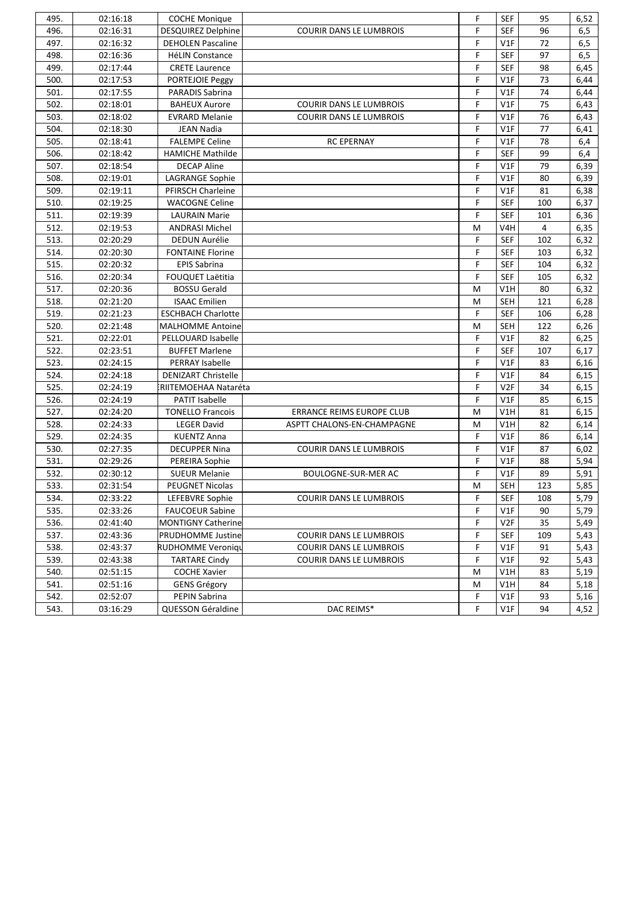| | | | | | | | |
|---|---|---|---|---|---|---|---|
| 495. | 02:16:18 | COCHE Monique | | F | SEF | 95 | 6,52 |
| 496. | 02:16:31 | DESQUIREZ Delphine | COURIR DANS LE LUMBROIS | F | SEF | 96 | 6,5 |
| 497. | 02:16:32 | DEHOLEN Pascaline | | F | V1F | 72 | 6,5 |
| 498. | 02:16:36 | HéLIN Constance | | F | SEF | 97 | 6,5 |
| 499. | 02:17:44 | CRETE Laurence | | F | SEF | 98 | 6,45 |
| 500. | 02:17:53 | PORTEJOIE Peggy | | F | V1F | 73 | 6,44 |
| 501. | 02:17:55 | PARADIS Sabrina | | F | V1F | 74 | 6,44 |
| 502. | 02:18:01 | BAHEUX Aurore | COURIR DANS LE LUMBROIS | F | V1F | 75 | 6,43 |
| 503. | 02:18:02 | EVRARD Melanie | COURIR DANS LE LUMBROIS | F | V1F | 76 | 6,43 |
| 504. | 02:18:30 | JEAN Nadia | | F | V1F | 77 | 6,41 |
| 505. | 02:18:41 | FALEMPE Celine | RC EPERNAY | F | V1F | 78 | 6,4 |
| 506. | 02:18:42 | HAMICHE Mathilde | | F | SEF | 99 | 6,4 |
| 507. | 02:18:54 | DECAP Aline | | F | V1F | 79 | 6,39 |
| 508. | 02:19:01 | LAGRANGE Sophie | | F | V1F | 80 | 6,39 |
| 509. | 02:19:11 | PFIRSCH Charleine | | F | V1F | 81 | 6,38 |
| 510. | 02:19:25 | WACOGNE Celine | | F | SEF | 100 | 6,37 |
| 511. | 02:19:39 | LAURAIN Marie | | F | SEF | 101 | 6,36 |
| 512. | 02:19:53 | ANDRASI Michel | | M | V4H | 4 | 6,35 |
| 513. | 02:20:29 | DEDUN Aurélie | | F | SEF | 102 | 6,32 |
| 514. | 02:20:30 | FONTAINE Florine | | F | SEF | 103 | 6,32 |
| 515. | 02:20:32 | EPIS Sabrina | | F | SEF | 104 | 6,32 |
| 516. | 02:20:34 | FOUQUET Laëtitia | | F | SEF | 105 | 6,32 |
| 517. | 02:20:36 | BOSSU Gerald | | M | V1H | 80 | 6,32 |
| 518. | 02:21:20 | ISAAC Emilien | | M | SEH | 121 | 6,28 |
| 519. | 02:21:23 | ESCHBACH Charlotte | | F | SEF | 106 | 6,28 |
| 520. | 02:21:48 | MALHOMME Antoine | | M | SEH | 122 | 6,26 |
| 521. | 02:22:01 | PELLOUARD Isabelle | | F | V1F | 82 | 6,25 |
| 522. | 02:23:51 | BUFFET Marlene | | F | SEF | 107 | 6,17 |
| 523. | 02:24:15 | PERRAY Isabelle | | F | V1F | 83 | 6,16 |
| 524. | 02:24:18 | DENIZART Christelle | | F | V1F | 84 | 6,15 |
| 525. | 02:24:19 | ERIITEMOEHAA Nataréta | | F | V2F | 34 | 6,15 |
| 526. | 02:24:19 | PATIT Isabelle | | F | V1F | 85 | 6,15 |
| 527. | 02:24:20 | TONELLO Francois | ERRANCE REIMS EUROPE CLUB | M | V1H | 81 | 6,15 |
| 528. | 02:24:33 | LEGER David | ASPTT CHALONS-EN-CHAMPAGNE | M | V1H | 82 | 6,14 |
| 529. | 02:24:35 | KUENTZ Anna | | F | V1F | 86 | 6,14 |
| 530. | 02:27:35 | DECUPPER Nina | COURIR DANS LE LUMBROIS | F | V1F | 87 | 6,02 |
| 531. | 02:29:26 | PEREIRA Sophie | | F | V1F | 88 | 5,94 |
| 532. | 02:30:12 | SUEUR Melanie | BOULOGNE-SUR-MER AC | F | V1F | 89 | 5,91 |
| 533. | 02:31:54 | PEUGNET Nicolas | | M | SEH | 123 | 5,85 |
| 534. | 02:33:22 | LEFEBVRE Sophie | COURIR DANS LE LUMBROIS | F | SEF | 108 | 5,79 |
| 535. | 02:33:26 | FAUCOEUR Sabine | | F | V1F | 90 | 5,79 |
| 536. | 02:41:40 | MONTIGNY Catherine | | F | V2F | 35 | 5,49 |
| 537. | 02:43:36 | PRUDHOMME Justine | COURIR DANS LE LUMBROIS | F | SEF | 109 | 5,43 |
| 538. | 02:43:37 | RUDHOMME Veroniqu | COURIR DANS LE LUMBROIS | F | V1F | 91 | 5,43 |
| 539. | 02:43:38 | TARTARE Cindy | COURIR DANS LE LUMBROIS | F | V1F | 92 | 5,43 |
| 540. | 02:51:15 | COCHE Xavier | | M | V1H | 83 | 5,19 |
| 541. | 02:51:16 | GENS Grégory | | M | V1H | 84 | 5,18 |
| 542. | 02:52:07 | PEPIN Sabrina | | F | V1F | 93 | 5,16 |
| 543. | 03:16:29 | QUESSON Géraldine | DAC REIMS* | F | V1F | 94 | 4,52 |